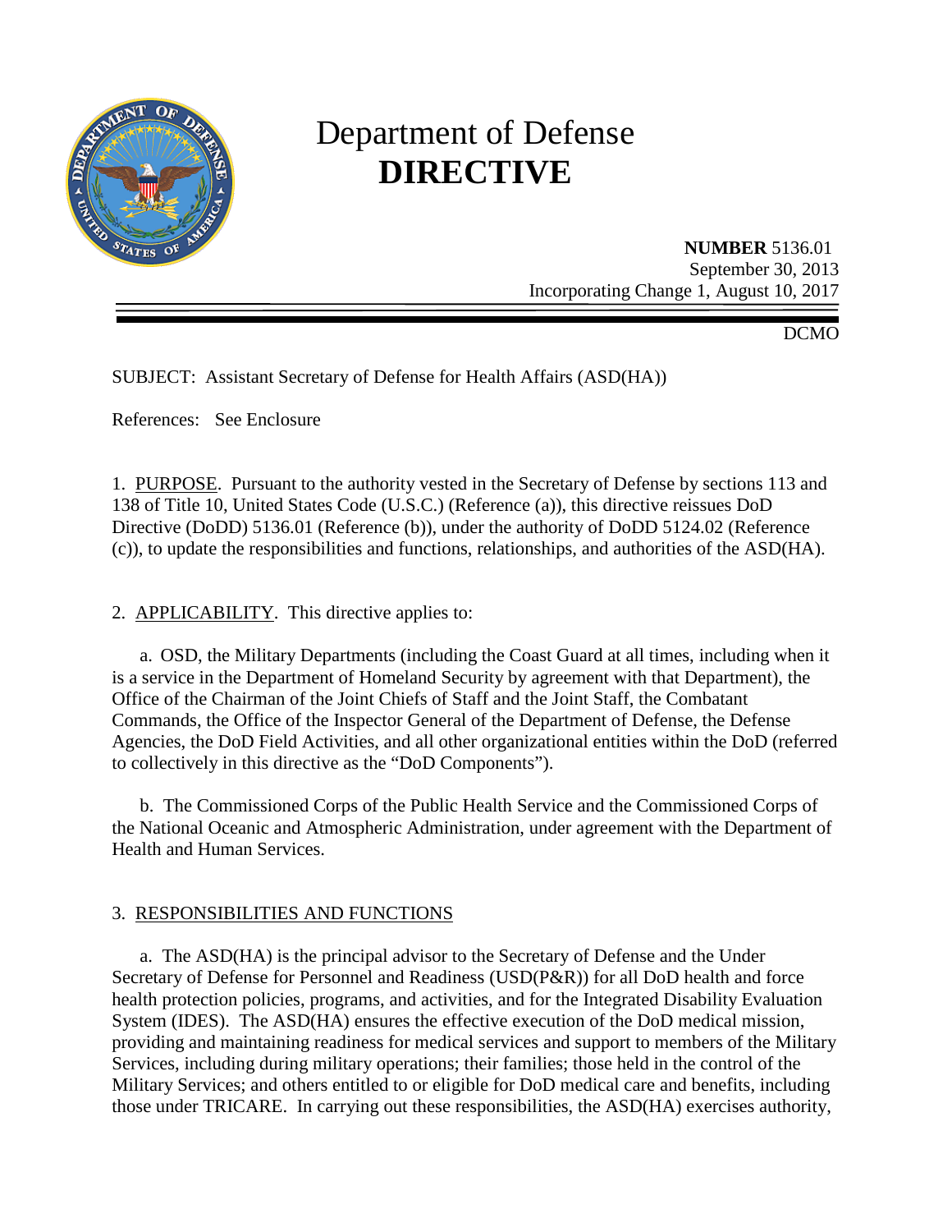# Department of Defense **DIRECTIVE**

**NUMBER** 5136.01
September 30, 2013
Incorporating Change 1, August 10, 2017

DCMO

SUBJECT: Assistant Secretary of Defense for Health Affairs (ASD(HA))

References: See Enclosure

1. PURPOSE. Pursuant to the authority vested in the Secretary of Defense by sections 113 and 138 of Title 10, United States Code (U.S.C.) (Reference (a)), this directive reissues DoD Directive (DoDD) 5136.01 (Reference (b)), under the authority of DoDD 5124.02 (Reference (c)), to update the responsibilities and functions, relationships, and authorities of the ASD(HA).

2. APPLICABILITY. This directive applies to:

a. OSD, the Military Departments (including the Coast Guard at all times, including when it is a service in the Department of Homeland Security by agreement with that Department), the Office of the Chairman of the Joint Chiefs of Staff and the Joint Staff, the Combatant Commands, the Office of the Inspector General of the Department of Defense, the Defense Agencies, the DoD Field Activities, and all other organizational entities within the DoD (referred to collectively in this directive as the "DoD Components").

b. The Commissioned Corps of the Public Health Service and the Commissioned Corps of the National Oceanic and Atmospheric Administration, under agreement with the Department of Health and Human Services.

3. RESPONSIBILITIES AND FUNCTIONS

a. The ASD(HA) is the principal advisor to the Secretary of Defense and the Under Secretary of Defense for Personnel and Readiness (USD(P&R)) for all DoD health and force health protection policies, programs, and activities, and for the Integrated Disability Evaluation System (IDES). The ASD(HA) ensures the effective execution of the DoD medical mission, providing and maintaining readiness for medical services and support to members of the Military Services, including during military operations; their families; those held in the control of the Military Services; and others entitled to or eligible for DoD medical care and benefits, including those under TRICARE. In carrying out these responsibilities, the ASD(HA) exercises authority,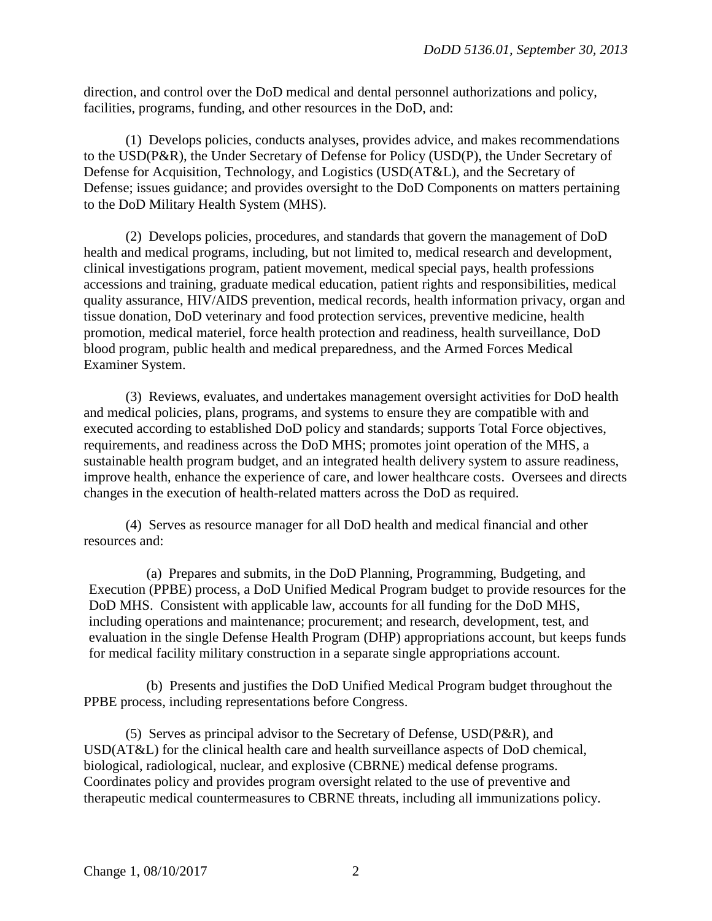direction, and control over the DoD medical and dental personnel authorizations and policy, facilities, programs, funding, and other resources in the DoD, and:

(1) Develops policies, conducts analyses, provides advice, and makes recommendations to the USD(P&R), the Under Secretary of Defense for Policy (USD(P), the Under Secretary of Defense for Acquisition, Technology, and Logistics (USD(AT&L), and the Secretary of Defense; issues guidance; and provides oversight to the DoD Components on matters pertaining to the DoD Military Health System (MHS).

(2) Develops policies, procedures, and standards that govern the management of DoD health and medical programs, including, but not limited to, medical research and development, clinical investigations program, patient movement, medical special pays, health professions accessions and training, graduate medical education, patient rights and responsibilities, medical quality assurance, HIV/AIDS prevention, medical records, health information privacy, organ and tissue donation, DoD veterinary and food protection services, preventive medicine, health promotion, medical materiel, force health protection and readiness, health surveillance, DoD blood program, public health and medical preparedness, and the Armed Forces Medical Examiner System.

(3) Reviews, evaluates, and undertakes management oversight activities for DoD health and medical policies, plans, programs, and systems to ensure they are compatible with and executed according to established DoD policy and standards; supports Total Force objectives, requirements, and readiness across the DoD MHS; promotes joint operation of the MHS, a sustainable health program budget, and an integrated health delivery system to assure readiness, improve health, enhance the experience of care, and lower healthcare costs. Oversees and directs changes in the execution of health-related matters across the DoD as required.

(4) Serves as resource manager for all DoD health and medical financial and other resources and:

(a) Prepares and submits, in the DoD Planning, Programming, Budgeting, and Execution (PPBE) process, a DoD Unified Medical Program budget to provide resources for the DoD MHS. Consistent with applicable law, accounts for all funding for the DoD MHS, including operations and maintenance; procurement; and research, development, test, and evaluation in the single Defense Health Program (DHP) appropriations account, but keeps funds for medical facility military construction in a separate single appropriations account.

(b) Presents and justifies the DoD Unified Medical Program budget throughout the PPBE process, including representations before Congress.

(5) Serves as principal advisor to the Secretary of Defense, USD(P&R), and USD(AT&L) for the clinical health care and health surveillance aspects of DoD chemical, biological, radiological, nuclear, and explosive (CBRNE) medical defense programs. Coordinates policy and provides program oversight related to the use of preventive and therapeutic medical countermeasures to CBRNE threats, including all immunizations policy.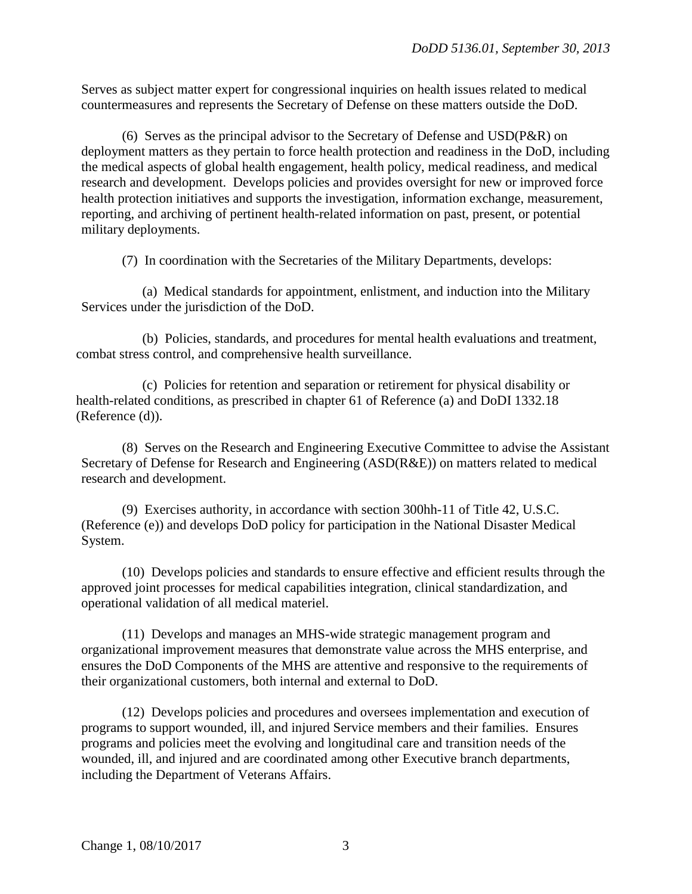Serves as subject matter expert for congressional inquiries on health issues related to medical countermeasures and represents the Secretary of Defense on these matters outside the DoD.

(6) Serves as the principal advisor to the Secretary of Defense and USD(P&R) on deployment matters as they pertain to force health protection and readiness in the DoD, including the medical aspects of global health engagement, health policy, medical readiness, and medical research and development. Develops policies and provides oversight for new or improved force health protection initiatives and supports the investigation, information exchange, measurement, reporting, and archiving of pertinent health-related information on past, present, or potential military deployments.

(7) In coordination with the Secretaries of the Military Departments, develops:

(a) Medical standards for appointment, enlistment, and induction into the Military Services under the jurisdiction of the DoD.

(b) Policies, standards, and procedures for mental health evaluations and treatment, combat stress control, and comprehensive health surveillance.

(c) Policies for retention and separation or retirement for physical disability or health-related conditions, as prescribed in chapter 61 of Reference (a) and DoDI 1332.18 (Reference (d)).

(8) Serves on the Research and Engineering Executive Committee to advise the Assistant Secretary of Defense for Research and Engineering (ASD(R&E)) on matters related to medical research and development.

(9) Exercises authority, in accordance with section 300hh-11 of Title 42, U.S.C. (Reference (e)) and develops DoD policy for participation in the National Disaster Medical System.

(10) Develops policies and standards to ensure effective and efficient results through the approved joint processes for medical capabilities integration, clinical standardization, and operational validation of all medical materiel.

(11) Develops and manages an MHS-wide strategic management program and organizational improvement measures that demonstrate value across the MHS enterprise, and ensures the DoD Components of the MHS are attentive and responsive to the requirements of their organizational customers, both internal and external to DoD.

(12) Develops policies and procedures and oversees implementation and execution of programs to support wounded, ill, and injured Service members and their families. Ensures programs and policies meet the evolving and longitudinal care and transition needs of the wounded, ill, and injured and are coordinated among other Executive branch departments, including the Department of Veterans Affairs.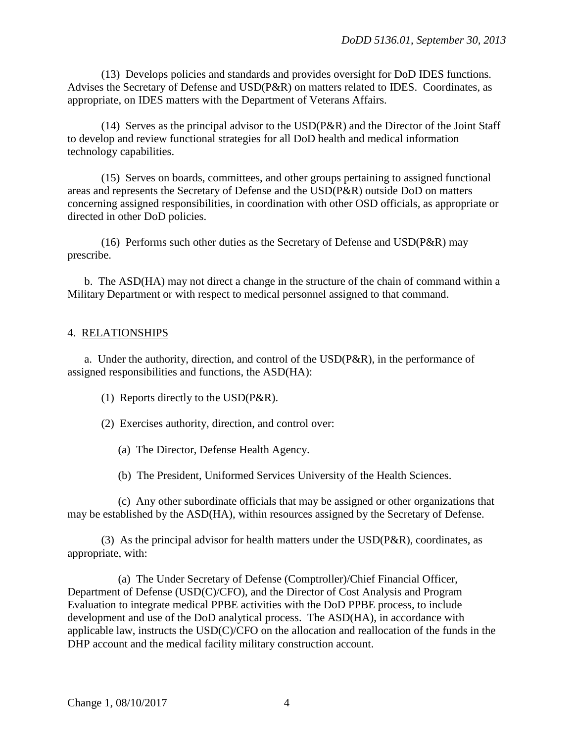(13) Develops policies and standards and provides oversight for DoD IDES functions. Advises the Secretary of Defense and USD(P&R) on matters related to IDES. Coordinates, as appropriate, on IDES matters with the Department of Veterans Affairs.

(14) Serves as the principal advisor to the USD(P&R) and the Director of the Joint Staff to develop and review functional strategies for all DoD health and medical information technology capabilities.

(15) Serves on boards, committees, and other groups pertaining to assigned functional areas and represents the Secretary of Defense and the USD(P&R) outside DoD on matters concerning assigned responsibilities, in coordination with other OSD officials, as appropriate or directed in other DoD policies.

(16) Performs such other duties as the Secretary of Defense and USD(P&R) may prescribe.

b. The ASD(HA) may not direct a change in the structure of the chain of command within a Military Department or with respect to medical personnel assigned to that command.

## 4. RELATIONSHIPS

a. Under the authority, direction, and control of the USD(P&R), in the performance of assigned responsibilities and functions, the ASD(HA):

(1) Reports directly to the USD(P&R).

(2) Exercises authority, direction, and control over:

(a) The Director, Defense Health Agency.

(b) The President, Uniformed Services University of the Health Sciences.

(c) Any other subordinate officials that may be assigned or other organizations that may be established by the ASD(HA), within resources assigned by the Secretary of Defense.

(3) As the principal advisor for health matters under the USD(P&R), coordinates, as appropriate, with:

(a) The Under Secretary of Defense (Comptroller)/Chief Financial Officer, Department of Defense (USD(C)/CFO), and the Director of Cost Analysis and Program Evaluation to integrate medical PPBE activities with the DoD PPBE process, to include development and use of the DoD analytical process. The ASD(HA), in accordance with applicable law, instructs the USD(C)/CFO on the allocation and reallocation of the funds in the DHP account and the medical facility military construction account.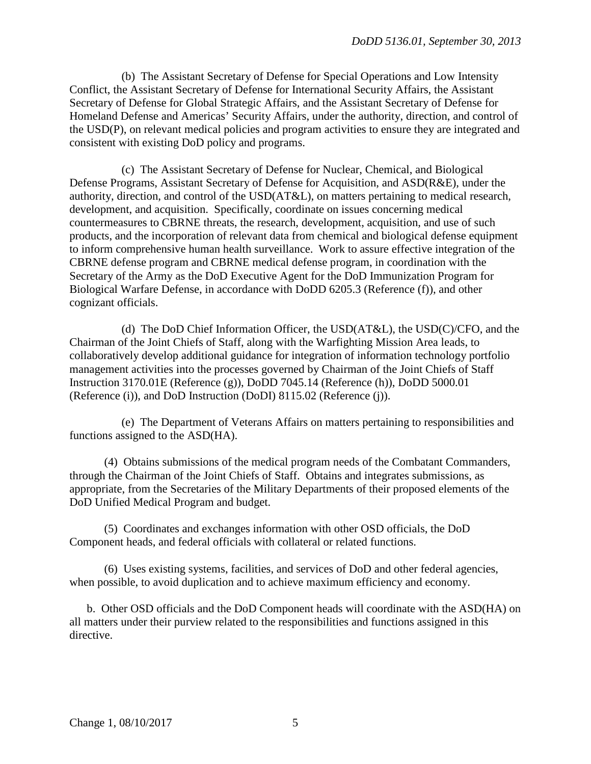(b) The Assistant Secretary of Defense for Special Operations and Low Intensity Conflict, the Assistant Secretary of Defense for International Security Affairs, the Assistant Secretary of Defense for Global Strategic Affairs, and the Assistant Secretary of Defense for Homeland Defense and Americas' Security Affairs, under the authority, direction, and control of the USD(P), on relevant medical policies and program activities to ensure they are integrated and consistent with existing DoD policy and programs.

(c) The Assistant Secretary of Defense for Nuclear, Chemical, and Biological Defense Programs, Assistant Secretary of Defense for Acquisition, and ASD(R&E), under the authority, direction, and control of the USD(AT&L), on matters pertaining to medical research, development, and acquisition. Specifically, coordinate on issues concerning medical countermeasures to CBRNE threats, the research, development, acquisition, and use of such products, and the incorporation of relevant data from chemical and biological defense equipment to inform comprehensive human health surveillance. Work to assure effective integration of the CBRNE defense program and CBRNE medical defense program, in coordination with the Secretary of the Army as the DoD Executive Agent for the DoD Immunization Program for Biological Warfare Defense, in accordance with DoDD 6205.3 (Reference (f)), and other cognizant officials.

(d) The DoD Chief Information Officer, the USD(AT&L), the USD(C)/CFO, and the Chairman of the Joint Chiefs of Staff, along with the Warfighting Mission Area leads, to collaboratively develop additional guidance for integration of information technology portfolio management activities into the processes governed by Chairman of the Joint Chiefs of Staff Instruction 3170.01E (Reference (g)), DoDD 7045.14 (Reference (h)), DoDD 5000.01 (Reference (i)), and DoD Instruction (DoDI) 8115.02 (Reference (j)).

(e) The Department of Veterans Affairs on matters pertaining to responsibilities and functions assigned to the ASD(HA).

(4) Obtains submissions of the medical program needs of the Combatant Commanders, through the Chairman of the Joint Chiefs of Staff. Obtains and integrates submissions, as appropriate, from the Secretaries of the Military Departments of their proposed elements of the DoD Unified Medical Program and budget.

(5) Coordinates and exchanges information with other OSD officials, the DoD Component heads, and federal officials with collateral or related functions.

(6) Uses existing systems, facilities, and services of DoD and other federal agencies, when possible, to avoid duplication and to achieve maximum efficiency and economy.

b. Other OSD officials and the DoD Component heads will coordinate with the ASD(HA) on all matters under their purview related to the responsibilities and functions assigned in this directive.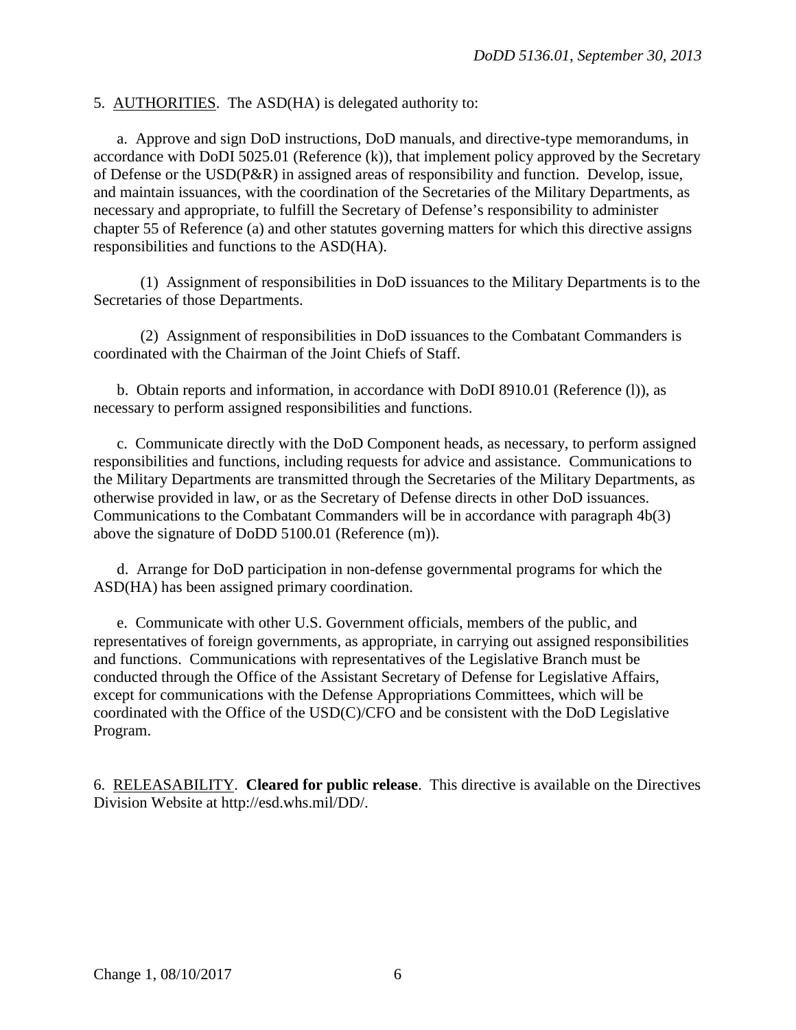5. AUTHORITIES. The ASD(HA) is delegated authority to:

a. Approve and sign DoD instructions, DoD manuals, and directive-type memorandums, in accordance with DoDI 5025.01 (Reference (k)), that implement policy approved by the Secretary of Defense or the USD(P&R) in assigned areas of responsibility and function. Develop, issue, and maintain issuances, with the coordination of the Secretaries of the Military Departments, as necessary and appropriate, to fulfill the Secretary of Defense's responsibility to administer chapter 55 of Reference (a) and other statutes governing matters for which this directive assigns responsibilities and functions to the ASD(HA).

(1) Assignment of responsibilities in DoD issuances to the Military Departments is to the Secretaries of those Departments.

(2) Assignment of responsibilities in DoD issuances to the Combatant Commanders is coordinated with the Chairman of the Joint Chiefs of Staff.

b. Obtain reports and information, in accordance with DoDI 8910.01 (Reference (l)), as necessary to perform assigned responsibilities and functions.

c. Communicate directly with the DoD Component heads, as necessary, to perform assigned responsibilities and functions, including requests for advice and assistance. Communications to the Military Departments are transmitted through the Secretaries of the Military Departments, as otherwise provided in law, or as the Secretary of Defense directs in other DoD issuances. Communications to the Combatant Commanders will be in accordance with paragraph 4b(3) above the signature of DoDD 5100.01 (Reference (m)).

d. Arrange for DoD participation in non-defense governmental programs for which the ASD(HA) has been assigned primary coordination.

e. Communicate with other U.S. Government officials, members of the public, and representatives of foreign governments, as appropriate, in carrying out assigned responsibilities and functions. Communications with representatives of the Legislative Branch must be conducted through the Office of the Assistant Secretary of Defense for Legislative Affairs, except for communications with the Defense Appropriations Committees, which will be coordinated with the Office of the USD(C)/CFO and be consistent with the DoD Legislative Program.

6. RELEASABILITY. **Cleared for public release**. This directive is available on the Directives Division Website at http://esd.whs.mil/DD/.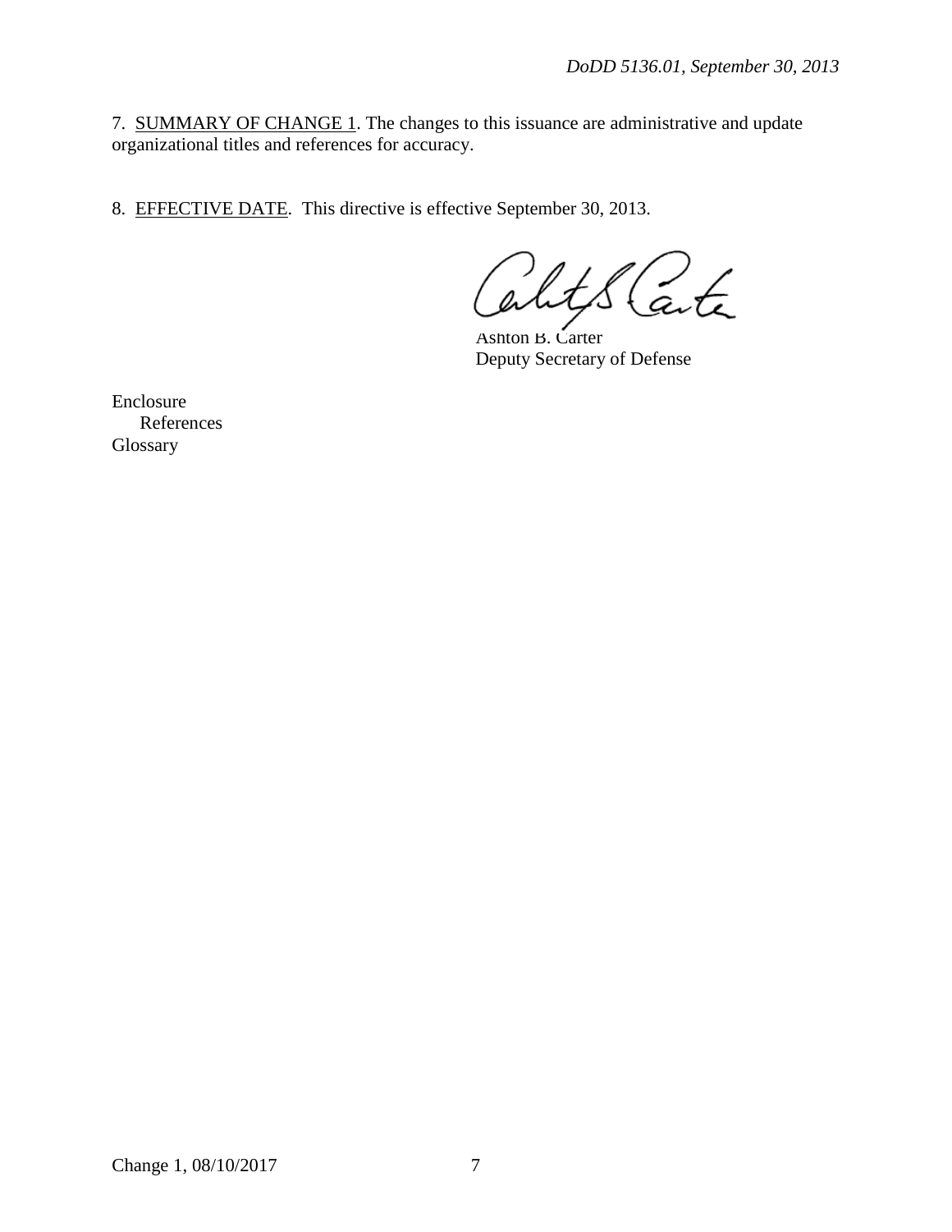7. <u>SUMMARY OF CHANGE 1</u>. The changes to this issuance are administrative and update organizational titles and references for accuracy.

8. <u>EFFECTIVE DATE</u>. This directive is effective September 30, 2013.

Ashton B. Carter
Deputy Secretary of Defense

Enclosure
References
Glossary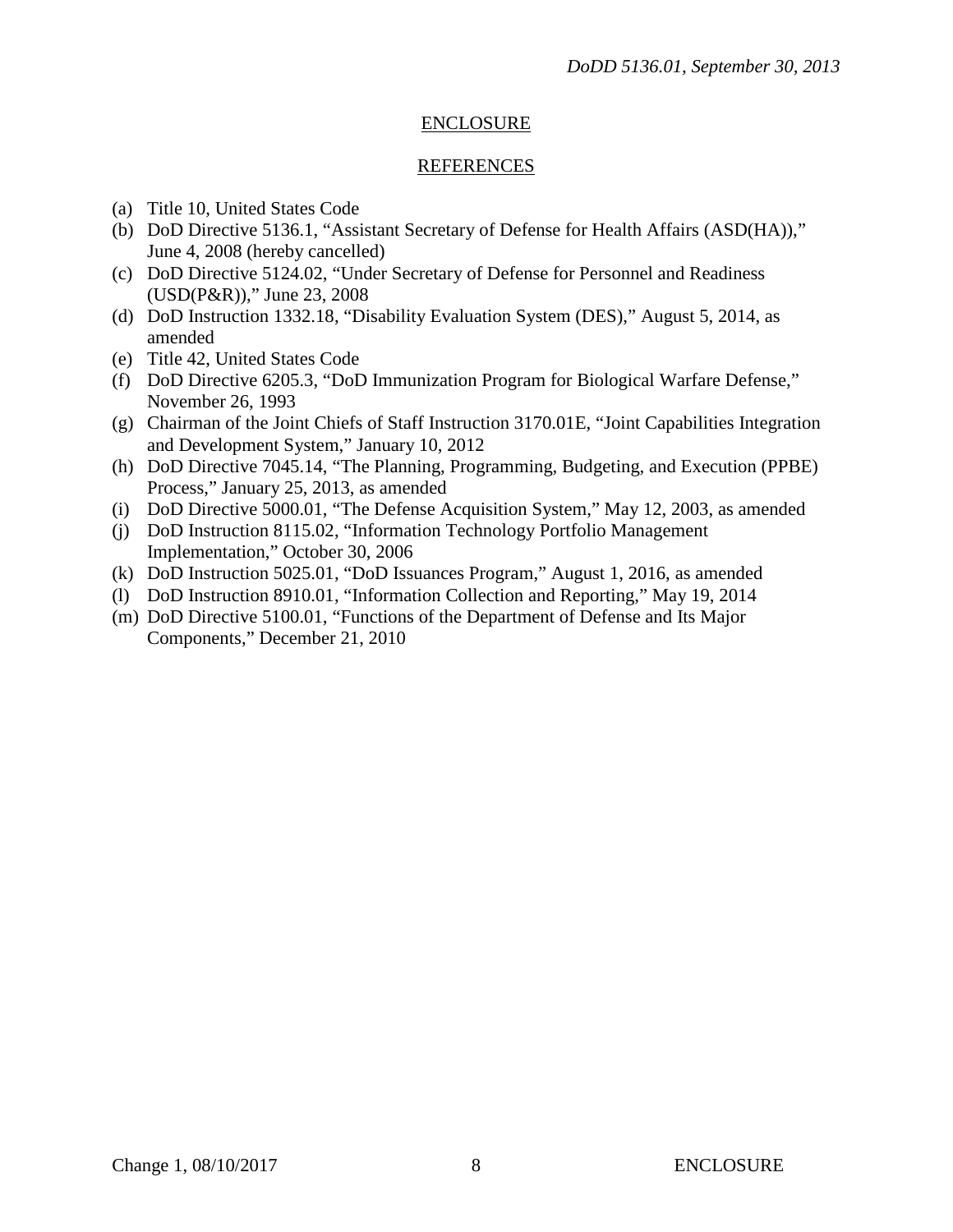## ENCLOSURE

## REFERENCES

(a) Title 10, United States Code
(b) DoD Directive 5136.1, "Assistant Secretary of Defense for Health Affairs (ASD(HA))," June 4, 2008 (hereby cancelled)
(c) DoD Directive 5124.02, "Under Secretary of Defense for Personnel and Readiness (USD(P&R))," June 23, 2008
(d) DoD Instruction 1332.18, "Disability Evaluation System (DES)," August 5, 2014, as amended
(e) Title 42, United States Code
(f) DoD Directive 6205.3, "DoD Immunization Program for Biological Warfare Defense," November 26, 1993
(g) Chairman of the Joint Chiefs of Staff Instruction 3170.01E, "Joint Capabilities Integration and Development System," January 10, 2012
(h) DoD Directive 7045.14, "The Planning, Programming, Budgeting, and Execution (PPBE) Process," January 25, 2013, as amended
(i) DoD Directive 5000.01, "The Defense Acquisition System," May 12, 2003, as amended
(j) DoD Instruction 8115.02, "Information Technology Portfolio Management Implementation," October 30, 2006
(k) DoD Instruction 5025.01, "DoD Issuances Program," August 1, 2016, as amended
(l) DoD Instruction 8910.01, "Information Collection and Reporting," May 19, 2014
(m) DoD Directive 5100.01, "Functions of the Department of Defense and Its Major Components," December 21, 2010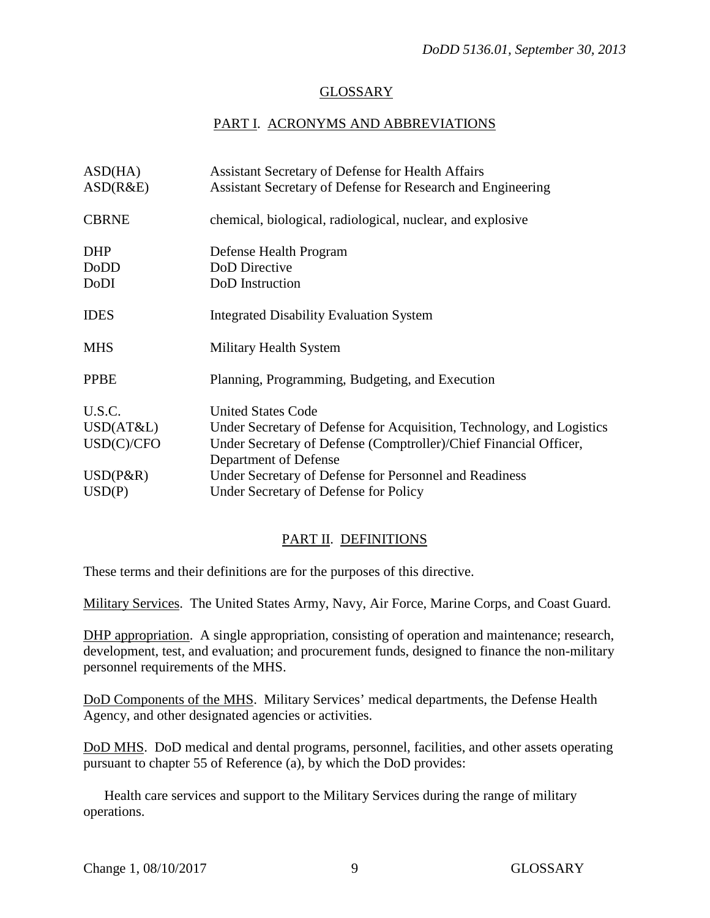# GLOSSARY

## PART I. ACRONYMS AND ABBREVIATIONS

| | |
|---|---|
| ASD(HA) | Assistant Secretary of Defense for Health Affairs |
| ASD(R&E) | Assistant Secretary of Defense for Research and Engineering |
| CBRNE | chemical, biological, radiological, nuclear, and explosive |
| DHP | Defense Health Program |
| DoDD | DoD Directive |
| DoDI | DoD Instruction |
| IDES | Integrated Disability Evaluation System |
| MHS | Military Health System |
| PPBE | Planning, Programming, Budgeting, and Execution |
| U.S.C. | United States Code |
| USD(AT&L) | Under Secretary of Defense for Acquisition, Technology, and Logistics |
| USD(C)/CFO | Under Secretary of Defense (Comptroller)/Chief Financial Officer, Department of Defense |
| USD(P&R) | Under Secretary of Defense for Personnel and Readiness |
| USD(P) | Under Secretary of Defense for Policy |

## PART II. DEFINITIONS

These terms and their definitions are for the purposes of this directive.

Military Services. The United States Army, Navy, Air Force, Marine Corps, and Coast Guard.

DHP appropriation. A single appropriation, consisting of operation and maintenance; research, development, test, and evaluation; and procurement funds, designed to finance the non-military personnel requirements of the MHS.

DoD Components of the MHS. Military Services' medical departments, the Defense Health Agency, and other designated agencies or activities.

DoD MHS. DoD medical and dental programs, personnel, facilities, and other assets operating pursuant to chapter 55 of Reference (a), by which the DoD provides:

Health care services and support to the Military Services during the range of military operations.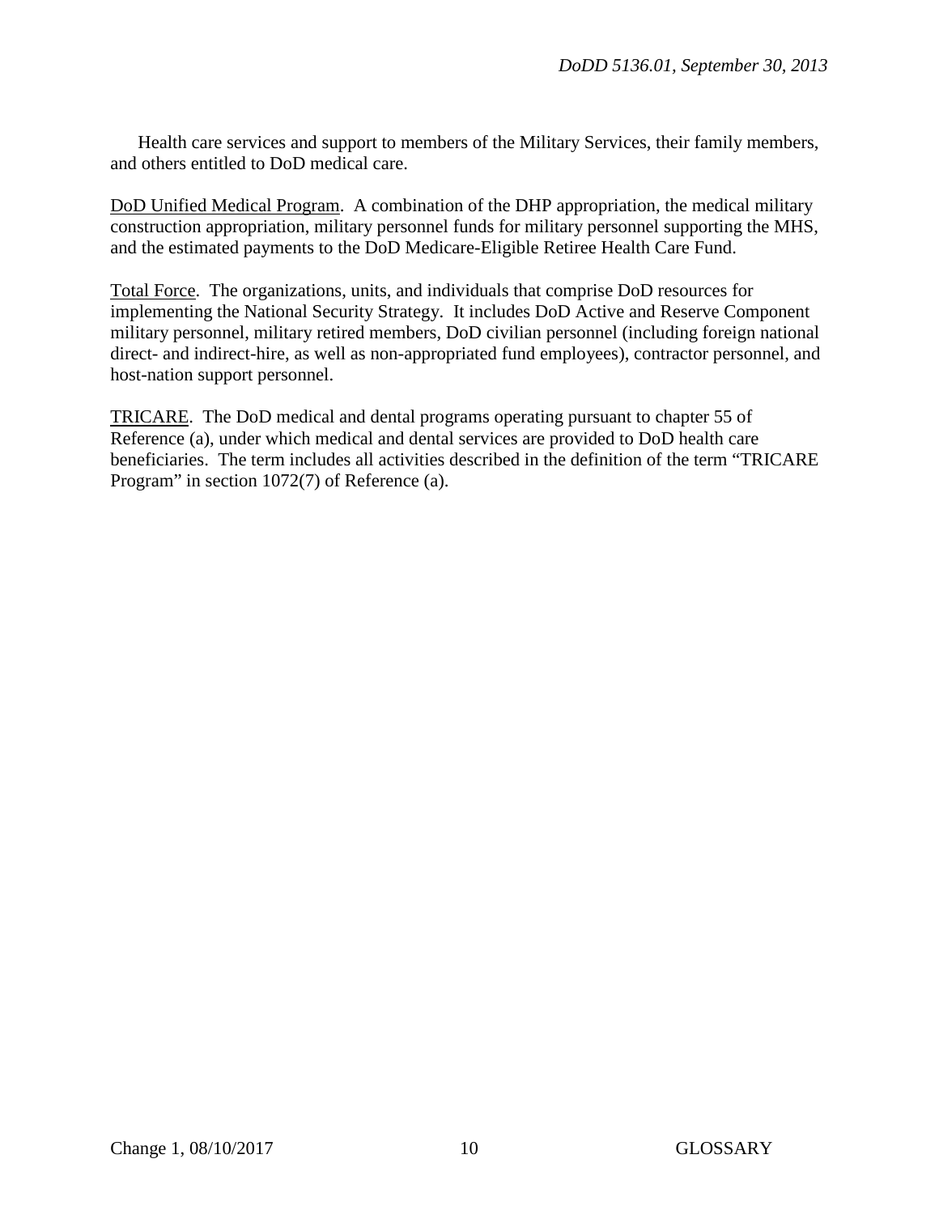Health care services and support to members of the Military Services, their family members, and others entitled to DoD medical care.

<u>DoD Unified Medical Program</u>. A combination of the DHP appropriation, the medical military construction appropriation, military personnel funds for military personnel supporting the MHS, and the estimated payments to the DoD Medicare-Eligible Retiree Health Care Fund.

<u>Total Force</u>. The organizations, units, and individuals that comprise DoD resources for implementing the National Security Strategy. It includes DoD Active and Reserve Component military personnel, military retired members, DoD civilian personnel (including foreign national direct- and indirect-hire, as well as non-appropriated fund employees), contractor personnel, and host-nation support personnel.

<u>TRICARE</u>. The DoD medical and dental programs operating pursuant to chapter 55 of Reference (a), under which medical and dental services are provided to DoD health care beneficiaries. The term includes all activities described in the definition of the term "TRICARE Program" in section 1072(7) of Reference (a).